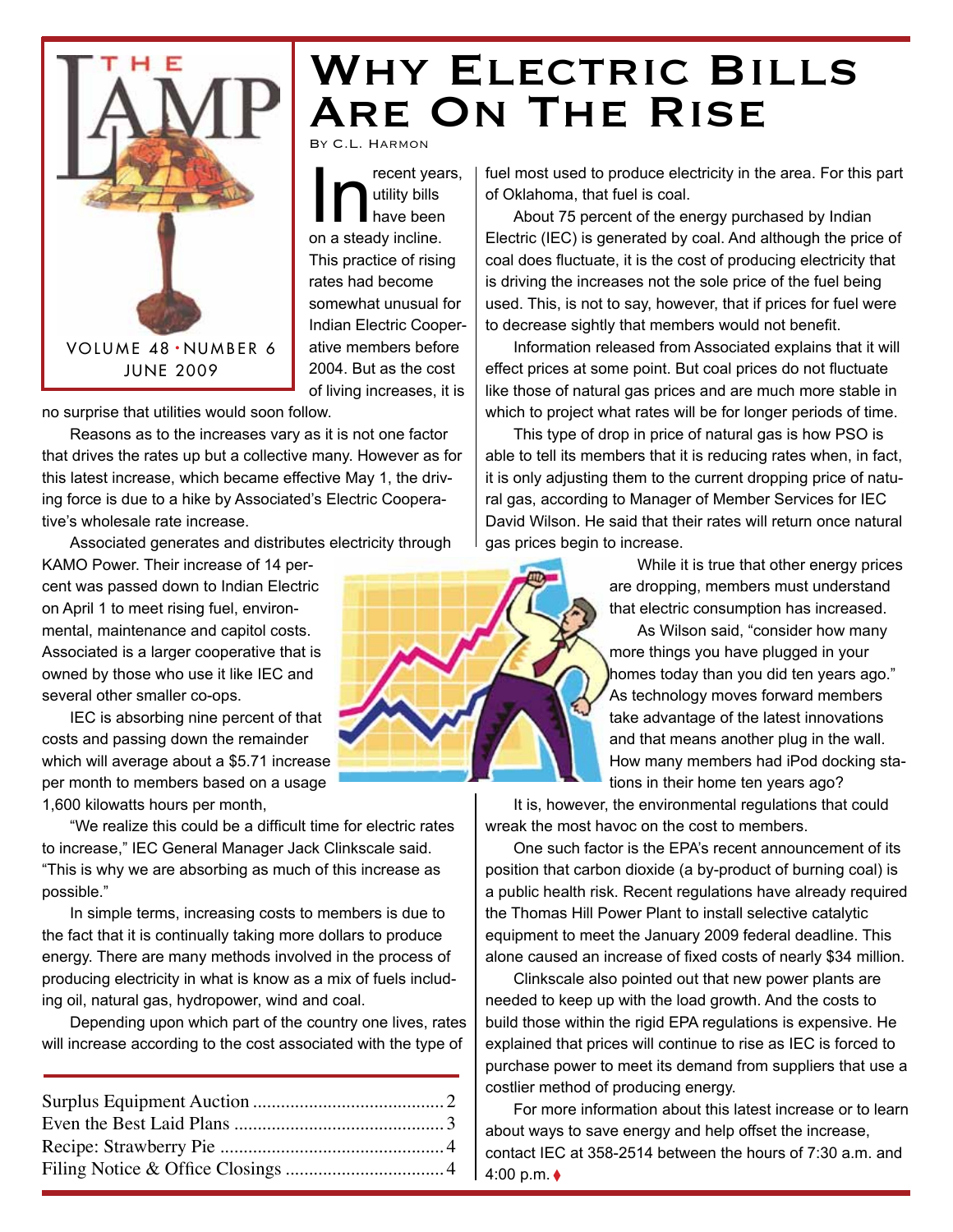THE LAMP

VOLUME 48 • NUMBER 6
JUNE 2009

# Why Electric Bills Are On The Rise

By C.L. Harmon

In recent years, utility bills have been on a steady incline. This practice of rising rates had become somewhat unusual for Indian Electric Cooperative members before 2004. But as the cost of living increases, it is no surprise that utilities would soon follow.

Reasons as to the increases vary as it is not one factor that drives the rates up but a collective many. However as for this latest increase, which became effective May 1, the driving force is due to a hike by Associated's Electric Cooperative's wholesale rate increase.

Associated generates and distributes electricity through KAMO Power. Their increase of 14 percent was passed down to Indian Electric on April 1 to meet rising fuel, environmental, maintenance and capitol costs. Associated is a larger cooperative that is owned by those who use it like IEC and several other smaller co-ops.

IEC is absorbing nine percent of that costs and passing down the remainder which will average about a $5.71 increase per month to members based on a usage 1,600 kilowatts hours per month,

"We realize this could be a difficult time for electric rates to increase," IEC General Manager Jack Clinkscale said. "This is why we are absorbing as much of this increase as possible."

In simple terms, increasing costs to members is due to the fact that it is continually taking more dollars to produce energy. There are many methods involved in the process of producing electricity in what is know as a mix of fuels including oil, natural gas, hydropower, wind and coal.

Depending upon which part of the country one lives, rates will increase according to the cost associated with the type of fuel most used to produce electricity in the area. For this part of Oklahoma, that fuel is coal.

About 75 percent of the energy purchased by Indian Electric (IEC) is generated by coal. And although the price of coal does fluctuate, it is the cost of producing electricity that is driving the increases not the sole price of the fuel being used. This, is not to say, however, that if prices for fuel were to decrease sightly that members would not benefit.

Information released from Associated explains that it will effect prices at some point. But coal prices do not fluctuate like those of natural gas prices and are much more stable in which to project what rates will be for longer periods of time.

This type of drop in price of natural gas is how PSO is able to tell its members that it is reducing rates when, in fact, it is only adjusting them to the current dropping price of natural gas, according to Manager of Member Services for IEC David Wilson. He said that their rates will return once natural gas prices begin to increase.

While it is true that other energy prices are dropping, members must understand that electric consumption has increased.

As Wilson said, "consider how many more things you have plugged in your homes today than you did ten years ago." As technology moves forward members take advantage of the latest innovations and that means another plug in the wall. How many members had iPod docking stations in their home ten years ago?

It is, however, the environmental regulations that could wreak the most havoc on the cost to members.

One such factor is the EPA's recent announcement of its position that carbon dioxide (a by-product of burning coal) is a public health risk. Recent regulations have already required the Thomas Hill Power Plant to install selective catalytic equipment to meet the January 2009 federal deadline. This alone caused an increase of fixed costs of nearly $34 million.

Clinkscale also pointed out that new power plants are needed to keep up with the load growth. And the costs to build those within the rigid EPA regulations is expensive. He explained that prices will continue to rise as IEC is forced to purchase power to meet its demand from suppliers that use a costlier method of producing energy.

For more information about this latest increase or to learn about ways to save energy and help offset the increase, contact IEC at 358-2514 between the hours of 7:30 a.m. and 4:00 p.m. ♦

---

Surplus Equipment Auction .................................... 2
Even the Best Laid Plans ....................................... 3
Recipe: Strawberry Pie .......................................... 4
Filing Notice & Office Closings ............................. 4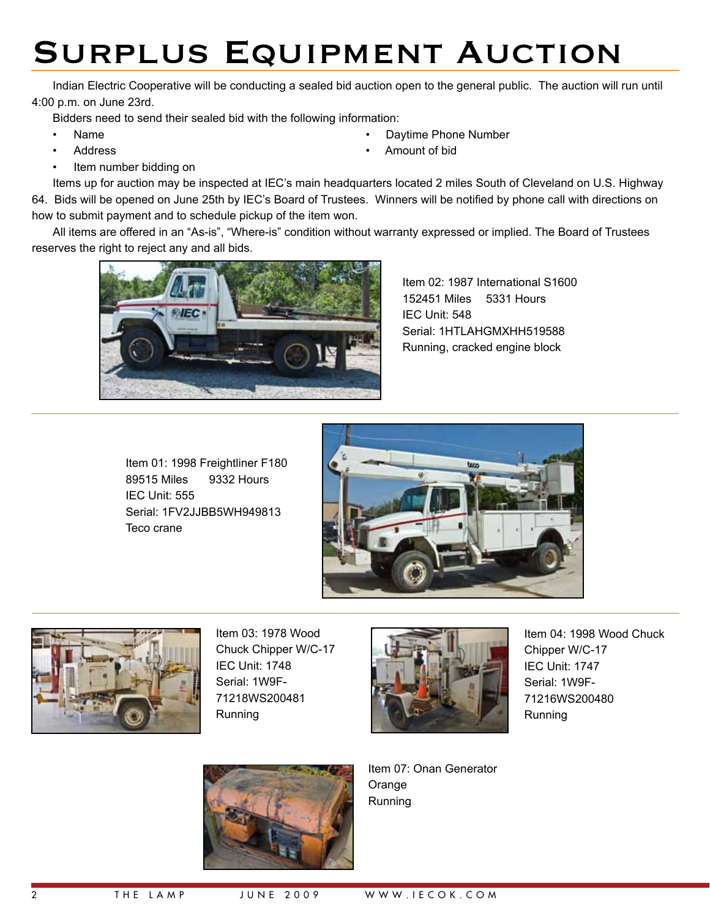# Surplus Equipment Auction

Indian Electric Cooperative will be conducting a sealed bid auction open to the general public. The auction will run until 4:00 p.m. on June 23rd.

Bidders need to send their sealed bid with the following information:

- Name
- Address
- Item number bidding on
- Daytime Phone Number
- Amount of bid

Items up for auction may be inspected at IEC's main headquarters located 2 miles South of Cleveland on U.S. Highway 64. Bids will be opened on June 25th by IEC's Board of Trustees. Winners will be notified by phone call with directions on how to submit payment and to schedule pickup of the item won.

All items are offered in an "As-is", "Where-is" condition without warranty expressed or implied. The Board of Trustees reserves the right to reject any and all bids.

Item 02: 1987 International S1600
152451 Miles  5331 Hours
IEC Unit: 548
Serial: 1HTLAHGMXHH519588
Running, cracked engine block

Item 01: 1998 Freightliner F180
89515 Miles  9332 Hours
IEC Unit: 555
Serial: 1FV2JJBB5WH949813
Teco crane

Item 03: 1978 Wood Chuck Chipper W/C-17
IEC Unit: 1748
Serial: 1W9F-71218WS200481
Running

Item 04: 1998 Wood Chuck Chipper W/C-17
IEC Unit: 1747
Serial: 1W9F-71216WS200480
Running

Item 07: Onan Generator
Orange
Running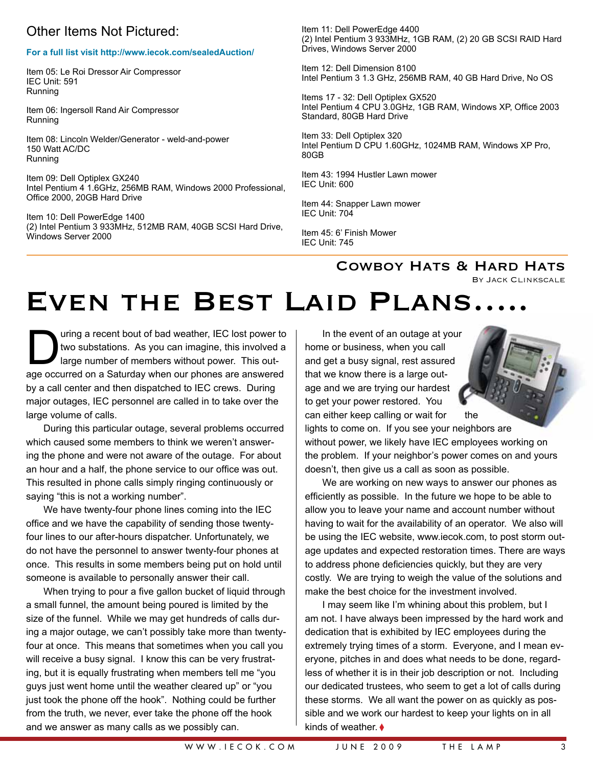## Other Items Not Pictured:

**For a full list visit http://www.iecok.com/sealedAuction/**

Item 05: Le Roi Dressor Air Compressor
IEC Unit: 591
Running

Item 06: Ingersoll Rand Air Compressor
Running

Item 08: Lincoln Welder/Generator - weld-and-power
150 Watt AC/DC
Running

Item 09: Dell Optiplex GX240
Intel Pentium 4 1.6GHz, 256MB RAM, Windows 2000 Professional, Office 2000, 20GB Hard Drive

Item 10: Dell PowerEdge 1400
(2) Intel Pentium 3 933MHz, 512MB RAM, 40GB SCSI Hard Drive, Windows Server 2000

Item 11: Dell PowerEdge 4400
(2) Intel Pentium 3 933MHz, 1GB RAM, (2) 20 GB SCSI RAID Hard Drives, Windows Server 2000

Item 12: Dell Dimension 8100
Intel Pentium 3 1.3 GHz, 256MB RAM, 40 GB Hard Drive, No OS

Items 17 - 32: Dell Optiplex GX520
Intel Pentium 4 CPU 3.0GHz, 1GB RAM, Windows XP, Office 2003 Standard, 80GB Hard Drive

Item 33: Dell Optiplex 320
Intel Pentium D CPU 1.60GHz, 1024MB RAM, Windows XP Pro, 80GB

Item 43: 1994 Hustler Lawn mower
IEC Unit: 600

Item 44: Snapper Lawn mower
IEC Unit: 704

Item 45: 6' Finish Mower
IEC Unit: 745

### Cowboy Hats & Hard Hats

By Jack Clinkscale

# Even the Best Laid Plans.....

During a recent bout of bad weather, IEC lost power to two substations. As you can imagine, this involved a large number of members without power. This outage occurred on a Saturday when our phones are answered by a call center and then dispatched to IEC crews. During major outages, IEC personnel are called in to take over the large volume of calls.

During this particular outage, several problems occurred which caused some members to think we weren't answering the phone and were not aware of the outage. For about an hour and a half, the phone service to our office was out. This resulted in phone calls simply ringing continuously or saying "this is not a working number".

We have twenty-four phone lines coming into the IEC office and we have the capability of sending those twenty-four lines to our after-hours dispatcher. Unfortunately, we do not have the personnel to answer twenty-four phones at once. This results in some members being put on hold until someone is available to personally answer their call.

When trying to pour a five gallon bucket of liquid through a small funnel, the amount being poured is limited by the size of the funnel. While we may get hundreds of calls during a major outage, we can't possibly take more than twenty-four at once. This means that sometimes when you call you will receive a busy signal. I know this can be very frustrating, but it is equally frustrating when members tell me "you guys just went home until the weather cleared up" or "you just took the phone off the hook". Nothing could be further from the truth, we never, ever take the phone off the hook and we answer as many calls as we possibly can.

In the event of an outage at your home or business, when you call and get a busy signal, rest assured that we know there is a large outage and we are trying our hardest to get your power restored. You can either keep calling or wait for the lights to come on. If you see your neighbors are without power, we likely have IEC employees working on the problem. If your neighbor's power comes on and yours doesn't, then give us a call as soon as possible.

We are working on new ways to answer our phones as efficiently as possible. In the future we hope to be able to allow you to leave your name and account number without having to wait for the availability of an operator. We also will be using the IEC website, www.iecok.com, to post storm outage updates and expected restoration times. There are ways to address phone deficiencies quickly, but they are very costly. We are trying to weigh the value of the solutions and make the best choice for the investment involved.

I may seem like I'm whining about this problem, but I am not. I have always been impressed by the hard work and dedication that is exhibited by IEC employees during the extremely trying times of a storm. Everyone, and I mean everyone, pitches in and does what needs to be done, regardless of whether it is in their job description or not. Including our dedicated trustees, who seem to get a lot of calls during these storms. We all want the power on as quickly as possible and we work our hardest to keep your lights on in all kinds of weather. ♦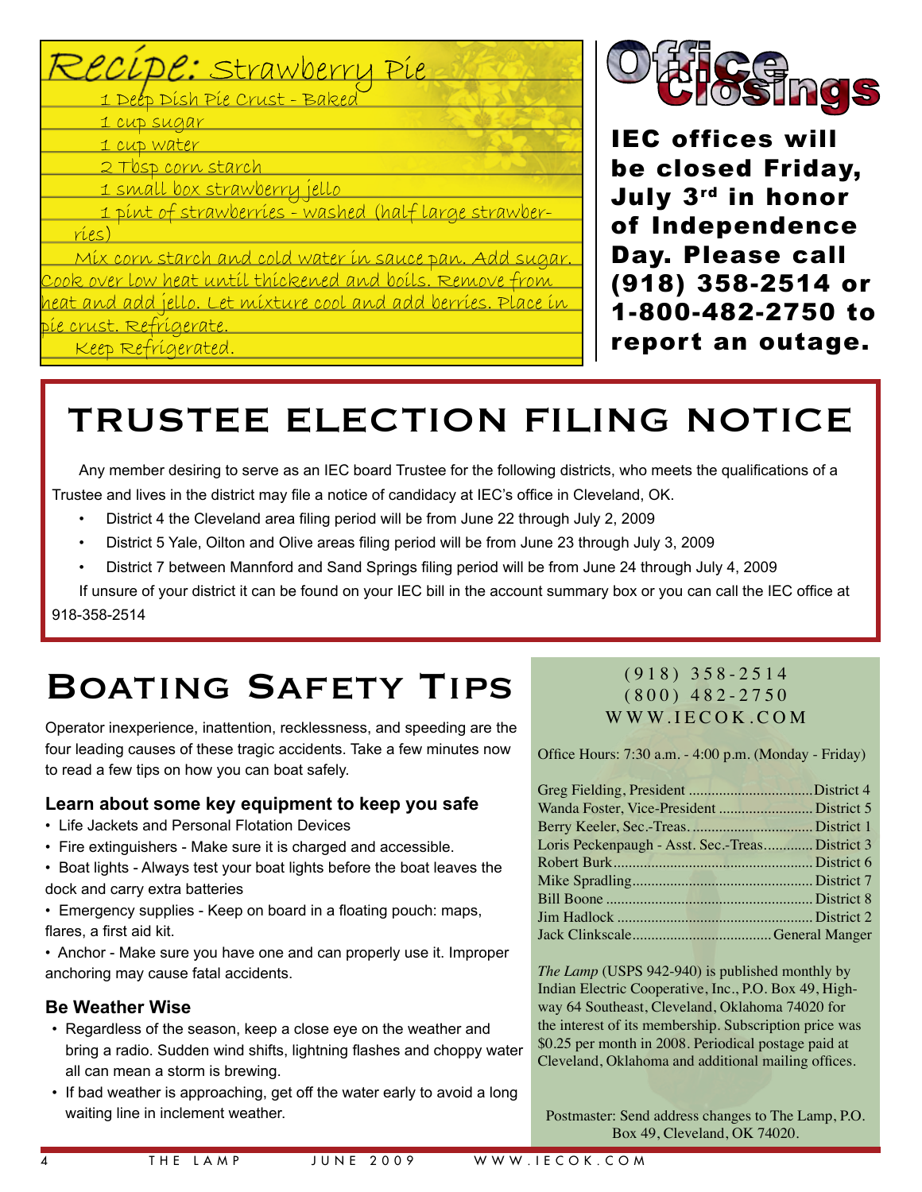## Recipe: Strawberry Pie

1 Deep Dish Pie Crust - Baked
1 cup sugar
1 cup water
2 Tbsp corn starch
1 small box strawberry jello
1 pint of strawberries - washed (half large strawberries)

Mix corn starch and cold water in sauce pan. Add sugar. Cook over low heat until thickened and boils. Remove from heat and add jello. Let mixture cool and add berries. Place in pie crust. Refrigerate.

Keep Refrigerated.

## Office Closings

**IEC offices will be closed Friday, July 3rd in honor of Independence Day. Please call (918) 358-2514 or 1-800-482-2750 to report an outage.**

# TRUSTEE ELECTION FILING NOTICE

Any member desiring to serve as an IEC board Trustee for the following districts, who meets the qualifications of a Trustee and lives in the district may file a notice of candidacy at IEC's office in Cleveland, OK.

- District 4 the Cleveland area filing period will be from June 22 through July 2, 2009
- District 5 Yale, Oilton and Olive areas filing period will be from June 23 through July 3, 2009
- District 7 between Mannford and Sand Springs filing period will be from June 24 through July 4, 2009

If unsure of your district it can be found on your IEC bill in the account summary box or you can call the IEC office at 918-358-2514

# Boating Safety Tips

Operator inexperience, inattention, recklessness, and speeding are the four leading causes of these tragic accidents. Take a few minutes now to read a few tips on how you can boat safely.

### Learn about some key equipment to keep you safe

- Life Jackets and Personal Flotation Devices
- Fire extinguishers - Make sure it is charged and accessible.
- Boat lights - Always test your boat lights before the boat leaves the dock and carry extra batteries
- Emergency supplies - Keep on board in a floating pouch: maps, flares, a first aid kit.
- Anchor - Make sure you have one and can properly use it. Improper anchoring may cause fatal accidents.

### Be Weather Wise

- Regardless of the season, keep a close eye on the weather and bring a radio. Sudden wind shifts, lightning flashes and choppy water all can mean a storm is brewing.
- If bad weather is approaching, get off the water early to avoid a long waiting line in inclement weather.

(918) 358-2514
(800) 482-2750
WWW.IECOK.COM

Office Hours: 7:30 a.m. - 4:00 p.m. (Monday - Friday)

| | |
|---|---|
| Greg Fielding, President | District 4 |
| Wanda Foster, Vice-President | District 5 |
| Berry Keeler, Sec.-Treas. | District 1 |
| Loris Peckenpaugh - Asst. Sec.-Treas. | District 3 |
| Robert Burk | District 6 |
| Mike Spradling | District 7 |
| Bill Boone | District 8 |
| Jim Hadlock | District 2 |
| Jack Clinkscale | General Manger |

*The Lamp* (USPS 942-940) is published monthly by Indian Electric Cooperative, Inc., P.O. Box 49, Highway 64 Southeast, Cleveland, Oklahoma 74020 for the interest of its membership. Subscription price was $0.25 per month in 2008. Periodical postage paid at Cleveland, Oklahoma and additional mailing offices.

Postmaster: Send address changes to The Lamp, P.O. Box 49, Cleveland, OK 74020.